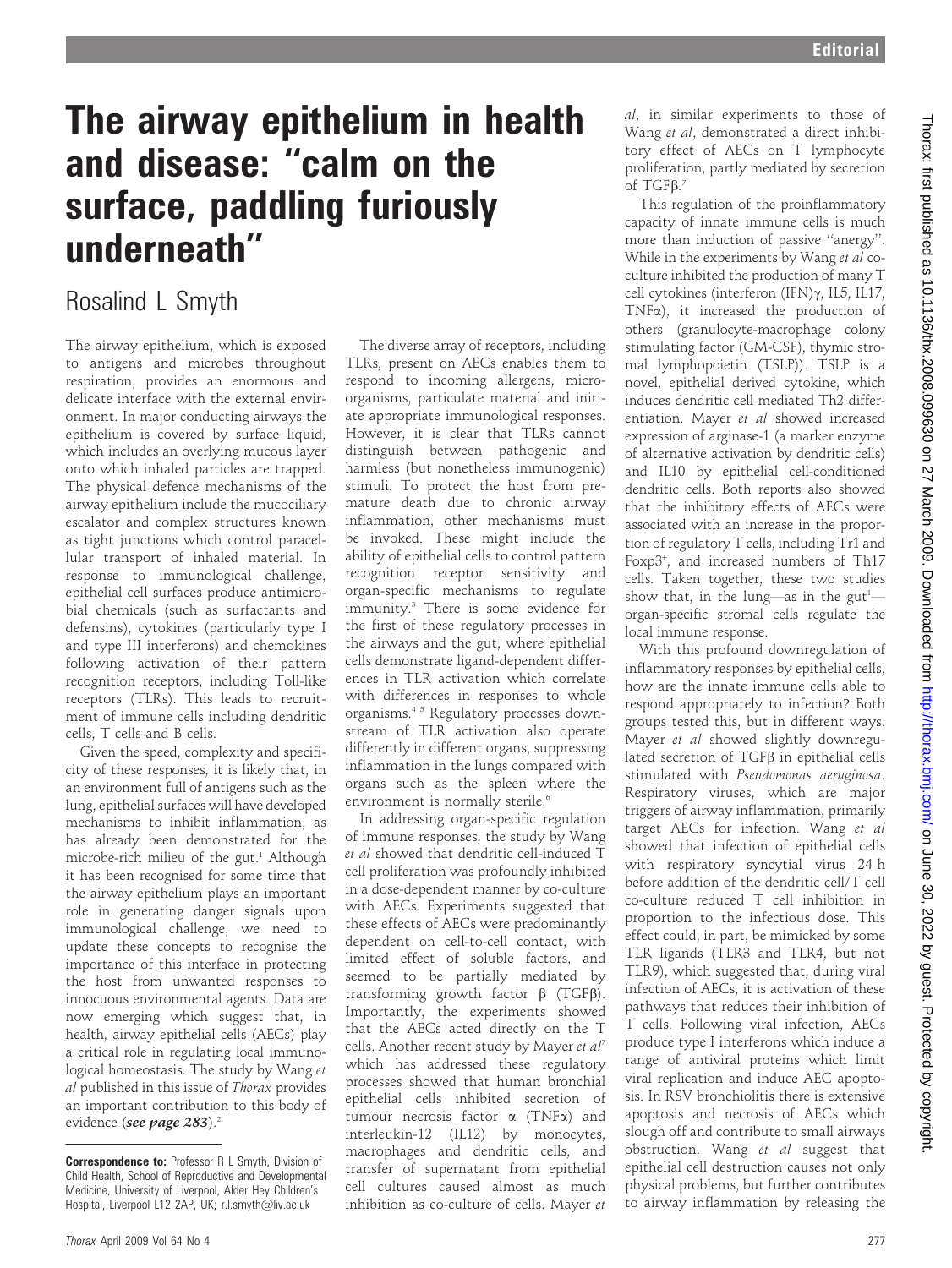# The airway epithelium in health and disease: "calm on the surface, paddling furiously underneath"

Rosalind L Smyth

The airway epithelium, which is exposed to antigens and microbes throughout respiration, provides an enormous and delicate interface with the external environment. In major conducting airways the epithelium is covered by surface liquid, which includes an overlying mucous layer onto which inhaled particles are trapped. The physical defence mechanisms of the airway epithelium include the mucociliary escalator and complex structures known as tight junctions which control paracellular transport of inhaled material. In response to immunological challenge, epithelial cell surfaces produce antimicrobial chemicals (such as surfactants and defensins), cytokines (particularly type I and type III interferons) and chemokines following activation of their pattern recognition receptors, including Toll-like receptors (TLRs). This leads to recruitment of immune cells including dendritic cells, T cells and B cells.

Given the speed, complexity and specificity of these responses, it is likely that, in an environment full of antigens such as the lung, epithelial surfaces will have developed mechanisms to inhibit inflammation, as has already been demonstrated for the microbe-rich milieu of the gut.[1] Although it has been recognised for some time that the airway epithelium plays an important role in generating danger signals upon immunological challenge, we need to update these concepts to recognise the importance of this interface in protecting the host from unwanted responses to innocuous environmental agents. Data are now emerging which suggest that, in health, airway epithelial cells (AECs) play a critical role in regulating local immunological homeostasis. The study by Wang *et al* published in this issue of *Thorax* provides an important contribution to this body of evidence (***see page 283***).[2]

**Correspondence to:** Professor R L Smyth, Division of Child Health, School of Reproductive and Developmental Medicine, University of Liverpool, Alder Hey Children's Hospital, Liverpool L12 2AP, UK; r.l.smyth@liv.ac.uk

The diverse array of receptors, including TLRs, present on AECs enables them to respond to incoming allergens, microorganisms, particulate material and initiate appropriate immunological responses. However, it is clear that TLRs cannot distinguish between pathogenic and harmless (but nonetheless immunogenic) stimuli. To protect the host from premature death due to chronic airway inflammation, other mechanisms must be invoked. These might include the ability of epithelial cells to control pattern recognition receptor sensitivity and organ-specific mechanisms to regulate immunity.[3] There is some evidence for the first of these regulatory processes in the airways and the gut, where epithelial cells demonstrate ligand-dependent differences in TLR activation which correlate with differences in responses to whole organisms.[4,5] Regulatory processes downstream of TLR activation also operate differently in different organs, suppressing inflammation in the lungs compared with organs such as the spleen where the environment is normally sterile.[6]

In addressing organ-specific regulation of immune responses, the study by Wang *et al* showed that dendritic cell-induced T cell proliferation was profoundly inhibited in a dose-dependent manner by co-culture with AECs. Experiments suggested that these effects of AECs were predominantly dependent on cell-to-cell contact, with limited effect of soluble factors, and seemed to be partially mediated by transforming growth factor β (TGFβ). Importantly, the experiments showed that the AECs acted directly on the T cells. Another recent study by Mayer *et al*[7] which has addressed these regulatory processes showed that human bronchial epithelial cells inhibited secretion of tumour necrosis factor α (TNFα) and interleukin-12 (IL12) by monocytes, macrophages and dendritic cells, and transfer of supernatant from epithelial cell cultures caused almost as much inhibition as co-culture of cells. Mayer *et al*, in similar experiments to those of Wang *et al*, demonstrated a direct inhibitory effect of AECs on T lymphocyte proliferation, partly mediated by secretion of TGFβ.[7]

This regulation of the proinflammatory capacity of innate immune cells is much more than induction of passive "anergy". While in the experiments by Wang *et al* co-culture inhibited the production of many T cell cytokines (interferon (IFN)γ, IL5, IL17, TNFα), it increased the production of others (granulocyte-macrophage colony stimulating factor (GM-CSF), thymic stromal lymphopoietin (TSLP)). TSLP is a novel, epithelial derived cytokine, which induces dendritic cell mediated Th2 differentiation. Mayer *et al* showed increased expression of arginase-1 (a marker enzyme of alternative activation by dendritic cells) and IL10 by epithelial cell-conditioned dendritic cells. Both reports also showed that the inhibitory effects of AECs were associated with an increase in the proportion of regulatory T cells, including Tr1 and Foxp3$^+$, and increased numbers of Th17 cells. Taken together, these two studies show that, in the lung—as in the gut[1]—organ-specific stromal cells regulate the local immune response.

With this profound downregulation of inflammatory responses by epithelial cells, how are the innate immune cells able to respond appropriately to infection? Both groups tested this, but in different ways. Mayer *et al* showed slightly downregulated secretion of TGFβ in epithelial cells stimulated with *Pseudomonas aeruginosa*. Respiratory viruses, which are major triggers of airway inflammation, primarily target AECs for infection. Wang *et al* showed that infection of epithelial cells with respiratory syncytial virus 24 h before addition of the dendritic cell/T cell co-culture reduced T cell inhibition in proportion to the infectious dose. This effect could, in part, be mimicked by some TLR ligands (TLR3 and TLR4, but not TLR9), which suggested that, during viral infection of AECs, it is activation of these pathways that reduces their inhibition of T cells. Following viral infection, AECs produce type I interferons which induce a range of antiviral proteins which limit viral replication and induce AEC apoptosis. In RSV bronchiolitis there is extensive apoptosis and necrosis of AECs which slough off and contribute to small airways obstruction. Wang *et al* suggest that epithelial cell destruction causes not only physical problems, but further contributes to airway inflammation by releasing the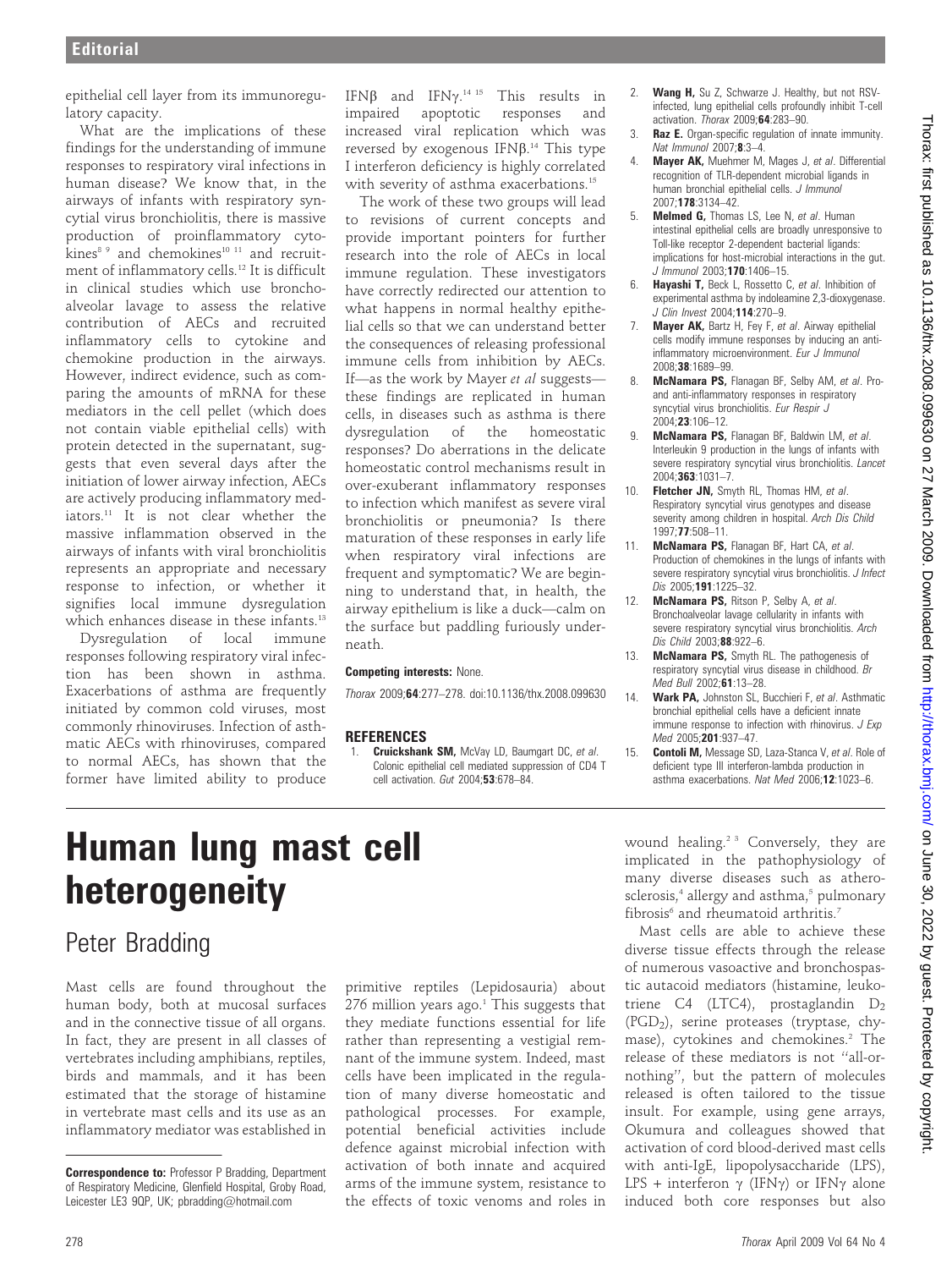epithelial cell layer from its immunoregulatory capacity.

What are the implications of these findings for the understanding of immune responses to respiratory viral infections in human disease? We know that, in the airways of infants with respiratory syncytial virus bronchiolitis, there is massive production of proinflammatory cytokines[8 9] and chemokines[10 11] and recruitment of inflammatory cells.[12] It is difficult in clinical studies which use bronchoalveolar lavage to assess the relative contribution of AECs and recruited inflammatory cells to cytokine and chemokine production in the airways. However, indirect evidence, such as comparing the amounts of mRNA for these mediators in the cell pellet (which does not contain viable epithelial cells) with protein detected in the supernatant, suggests that even several days after the initiation of lower airway infection, AECs are actively producing inflammatory mediators.[11] It is not clear whether the massive inflammation observed in the airways of infants with viral bronchiolitis represents an appropriate and necessary response to infection, or whether it signifies local immune dysregulation which enhances disease in these infants.[13]

Dysregulation of local immune responses following respiratory viral infection has been shown in asthma. Exacerbations of asthma are frequently initiated by common cold viruses, most commonly rhinoviruses. Infection of asthmatic AECs with rhinoviruses, compared to normal AECs, has shown that the former have limited ability to produce IFNβ and IFNγ.[14 15] This results in impaired apoptotic responses and increased viral replication which was reversed by exogenous IFNβ.[14] This type I interferon deficiency is highly correlated with severity of asthma exacerbations.[15]

The work of these two groups will lead to revisions of current concepts and provide important pointers for further research into the role of AECs in local immune regulation. These investigators have correctly redirected our attention to what happens in normal healthy epithelial cells so that we can understand better the consequences of releasing professional immune cells from inhibition by AECs. If—as the work by Mayer *et al* suggests—these findings are replicated in human cells, in diseases such as asthma is there dysregulation of the homeostatic responses? Do aberrations in the delicate homeostatic control mechanisms result in over-exuberant inflammatory responses to infection which manifest as severe viral bronchiolitis or pneumonia? Is there maturation of these responses in early life when respiratory viral infections are frequent and symptomatic? We are beginning to understand that, in health, the airway epithelium is like a duck—calm on the surface but paddling furiously underneath.

**Competing interests:** None.

*Thorax* 2009;**64**:277–278. doi:10.1136/thx.2008.099630

## REFERENCES

1. **Cruickshank SM,** McVay LD, Baumgart DC, *et al.* Colonic epithelial cell mediated suppression of CD4 T cell activation. *Gut* 2004;**53**:678–84.
2. **Wang H,** Su Z, Schwarze J. Healthy, but not RSV-infected, lung epithelial cells profoundly inhibit T-cell activation. *Thorax* 2009;**64**:283–90.
3. **Raz E.** Organ-specific regulation of innate immunity. *Nat Immunol* 2007;**8**:3–4.
4. **Mayer AK,** Muehmer M, Mages J, *et al.* Differential recognition of TLR-dependent microbial ligands in human bronchial epithelial cells. *J Immunol* 2007;**178**:3134–42.
5. **Melmed G,** Thomas LS, Lee N, *et al.* Human intestinal epithelial cells are broadly unresponsive to Toll-like receptor 2-dependent bacterial ligands: implications for host-microbial interactions in the gut. *J Immunol* 2003;**170**:1406–15.
6. **Hayashi T,** Beck L, Rossetto C, *et al.* Inhibition of experimental asthma by indoleamine 2,3-dioxygenase. *J Clin Invest* 2004;**114**:270–9.
7. **Mayer AK,** Bartz H, Fey F, *et al.* Airway epithelial cells modify immune responses by inducing an anti-inflammatory microenvironment. *Eur J Immunol* 2008;**38**:1689–99.
8. **McNamara PS,** Flanagan BF, Selby AM, *et al.* Pro- and anti-inflammatory responses in respiratory syncytial virus bronchiolitis. *Eur Respir J* 2004;**23**:106–12.
9. **McNamara PS,** Flanagan BF, Baldwin LM, *et al.* Interleukin 9 production in the lungs of infants with severe respiratory syncytial virus bronchiolitis. *Lancet* 2004;**363**:1031–7.
10. **Fletcher JN,** Smyth RL, Thomas HM, *et al.* Respiratory syncytial virus genotypes and disease severity among children in hospital. *Arch Dis Child* 1997;**77**:508–11.
11. **McNamara PS,** Flanagan BF, Hart CA, *et al.* Production of chemokines in the lungs of infants with severe respiratory syncytial virus bronchiolitis. *J Infect Dis* 2005;**191**:1225–32.
12. **McNamara PS,** Ritson P, Selby A, *et al.* Bronchoalveolar lavage cellularity in infants with severe respiratory syncytial virus bronchiolitis. *Arch Dis Child* 2003;**88**:922–6.
13. **McNamara PS,** Smyth RL. The pathogenesis of respiratory syncytial virus disease in childhood. *Br Med Bull* 2002;**61**:13–28.
14. **Wark PA,** Johnston SL, Bucchieri F, *et al.* Asthmatic bronchial epithelial cells have a deficient innate immune response to infection with rhinovirus. *J Exp Med* 2005;**201**:937–47.
15. **Contoli M,** Message SD, Laza-Stanca V, *et al.* Role of deficient type III interferon-lambda production in asthma exacerbations. *Nat Med* 2006;**12**:1023–6.

# Human lung mast cell heterogeneity

## Peter Bradding

Mast cells are found throughout the human body, both at mucosal surfaces and in the connective tissue of all organs. In fact, they are present in all classes of vertebrates including amphibians, reptiles, birds and mammals, and it has been estimated that the storage of histamine in vertebrate mast cells and its use as an inflammatory mediator was established in primitive reptiles (Lepidosauria) about 276 million years ago.[1] This suggests that they mediate functions essential for life rather than representing a vestigial remnant of the immune system. Indeed, mast cells have been implicated in the regulation of many diverse homeostatic and pathological processes. For example, potential beneficial activities include defence against microbial infection with activation of both innate and acquired arms of the immune system, resistance to the effects of toxic venoms and roles in wound healing.[2 3] Conversely, they are implicated in the pathophysiology of many diverse diseases such as atherosclerosis,[4] allergy and asthma,[5] pulmonary fibrosis[6] and rheumatoid arthritis.[7]

Mast cells are able to achieve these diverse tissue effects through the release of numerous vasoactive and bronchospastic autacoid mediators (histamine, leukotriene C4 (LTC4), prostaglandin $D_2$ ($PGD_2$), serine proteases (tryptase, chymase), cytokines and chemokines.[2] The release of these mediators is not "all-or-nothing", but the pattern of molecules released is often tailored to the tissue insult. For example, using gene arrays, Okumura and colleagues showed that activation of cord blood-derived mast cells with anti-IgE, lipopolysaccharide (LPS), LPS + interferon γ (IFNγ) or IFNγ alone induced both core responses but also

**Correspondence to:** Professor P Bradding, Department of Respiratory Medicine, Glenfield Hospital, Groby Road, Leicester LE3 9QP, UK; pbradding@hotmail.com